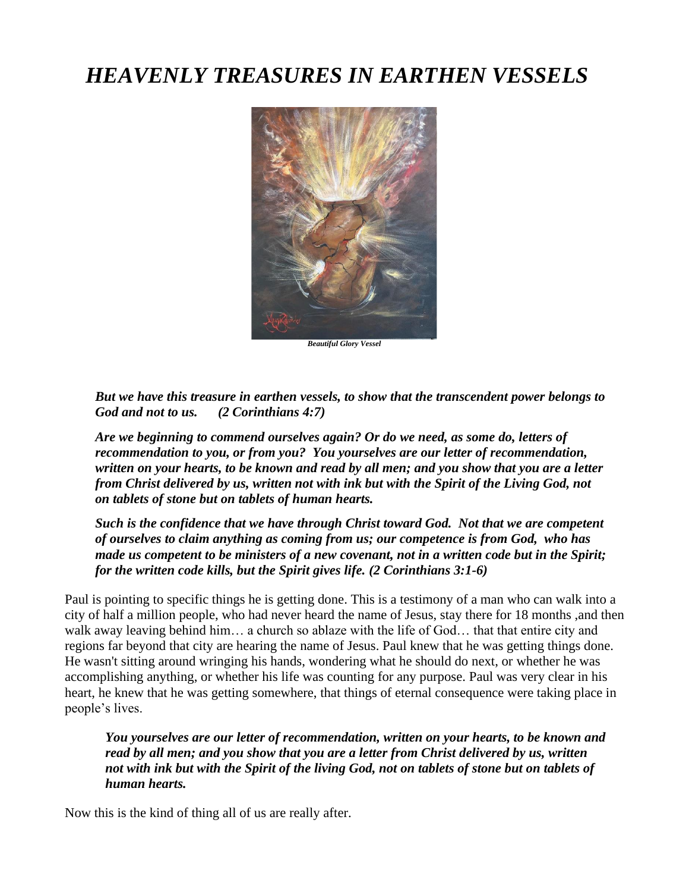# *HEAVENLY TREASURES IN EARTHEN VESSELS*

*Beautiful Glory Vessel*

***But we have this treasure in earthen vessels, to show that the transcendent power belongs to God and not to us. (2 Corinthians 4:7)***

***Are we beginning to commend ourselves again? Or do we need, as some do, letters of recommendation to you, or from you? You yourselves are our letter of recommendation, written on your hearts, to be known and read by all men; and you show that you are a letter from Christ delivered by us, written not with ink but with the Spirit of the Living God, not on tablets of stone but on tablets of human hearts.***

***Such is the confidence that we have through Christ toward God. Not that we are competent of ourselves to claim anything as coming from us; our competence is from God, who has made us competent to be ministers of a new covenant, not in a written code but in the Spirit; for the written code kills, but the Spirit gives life. (2 Corinthians 3:1-6)***

Paul is pointing to specific things he is getting done. This is a testimony of a man who can walk into a city of half a million people, who had never heard the name of Jesus, stay there for 18 months ,and then walk away leaving behind him… a church so ablaze with the life of God… that that entire city and regions far beyond that city are hearing the name of Jesus. Paul knew that he was getting things done. He wasn't sitting around wringing his hands, wondering what he should do next, or whether he was accomplishing anything, or whether his life was counting for any purpose. Paul was very clear in his heart, he knew that he was getting somewhere, that things of eternal consequence were taking place in people's lives.

***You yourselves are our letter of recommendation, written on your hearts, to be known and read by all men; and you show that you are a letter from Christ delivered by us, written not with ink but with the Spirit of the living God, not on tablets of stone but on tablets of human hearts.***

Now this is the kind of thing all of us are really after.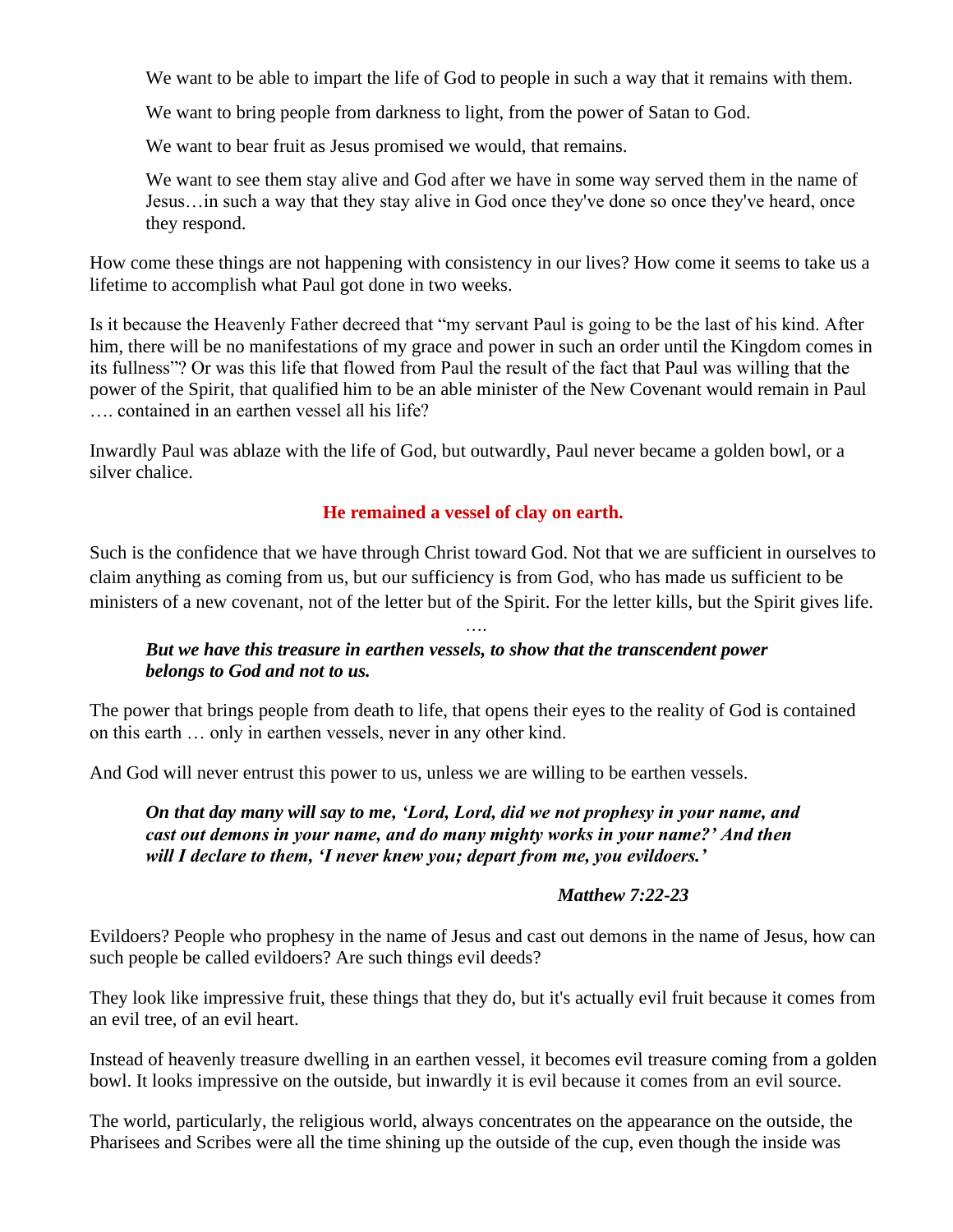We want to be able to impart the life of God to people in such a way that it remains with them.

We want to bring people from darkness to light, from the power of Satan to God.

We want to bear fruit as Jesus promised we would, that remains.

We want to see them stay alive and God after we have in some way served them in the name of Jesus…in such a way that they stay alive in God once they've done so once they've heard, once they respond.

How come these things are not happening with consistency in our lives? How come it seems to take us a lifetime to accomplish what Paul got done in two weeks.

Is it because the Heavenly Father decreed that "my servant Paul is going to be the last of his kind. After him, there will be no manifestations of my grace and power in such an order until the Kingdom comes in its fullness"? Or was this life that flowed from Paul the result of the fact that Paul was willing that the power of the Spirit, that qualified him to be an able minister of the New Covenant would remain in Paul …. contained in an earthen vessel all his life?

Inwardly Paul was ablaze with the life of God, but outwardly, Paul never became a golden bowl, or a silver chalice.

**He remained a vessel of clay on earth.**

Such is the confidence that we have through Christ toward God. Not that we are sufficient in ourselves to claim anything as coming from us, but our sufficiency is from God, who has made us sufficient to be ministers of a new covenant, not of the letter but of the Spirit. For the letter kills, but the Spirit gives life.

….

> ***But we have this treasure in earthen vessels, to show that the transcendent power belongs to God and not to us.***

The power that brings people from death to life, that opens their eyes to the reality of God is contained on this earth … only in earthen vessels, never in any other kind.

And God will never entrust this power to us, unless we are willing to be earthen vessels.

> ***On that day many will say to me, 'Lord, Lord, did we not prophesy in your name, and cast out demons in your name, and do many mighty works in your name?' And then will I declare to them, 'I never knew you; depart from me, you evildoers.'***
>
> ***Matthew 7:22-23***

Evildoers? People who prophesy in the name of Jesus and cast out demons in the name of Jesus, how can such people be called evildoers? Are such things evil deeds?

They look like impressive fruit, these things that they do, but it's actually evil fruit because it comes from an evil tree, of an evil heart.

Instead of heavenly treasure dwelling in an earthen vessel, it becomes evil treasure coming from a golden bowl. It looks impressive on the outside, but inwardly it is evil because it comes from an evil source.

The world, particularly, the religious world, always concentrates on the appearance on the outside, the Pharisees and Scribes were all the time shining up the outside of the cup, even though the inside was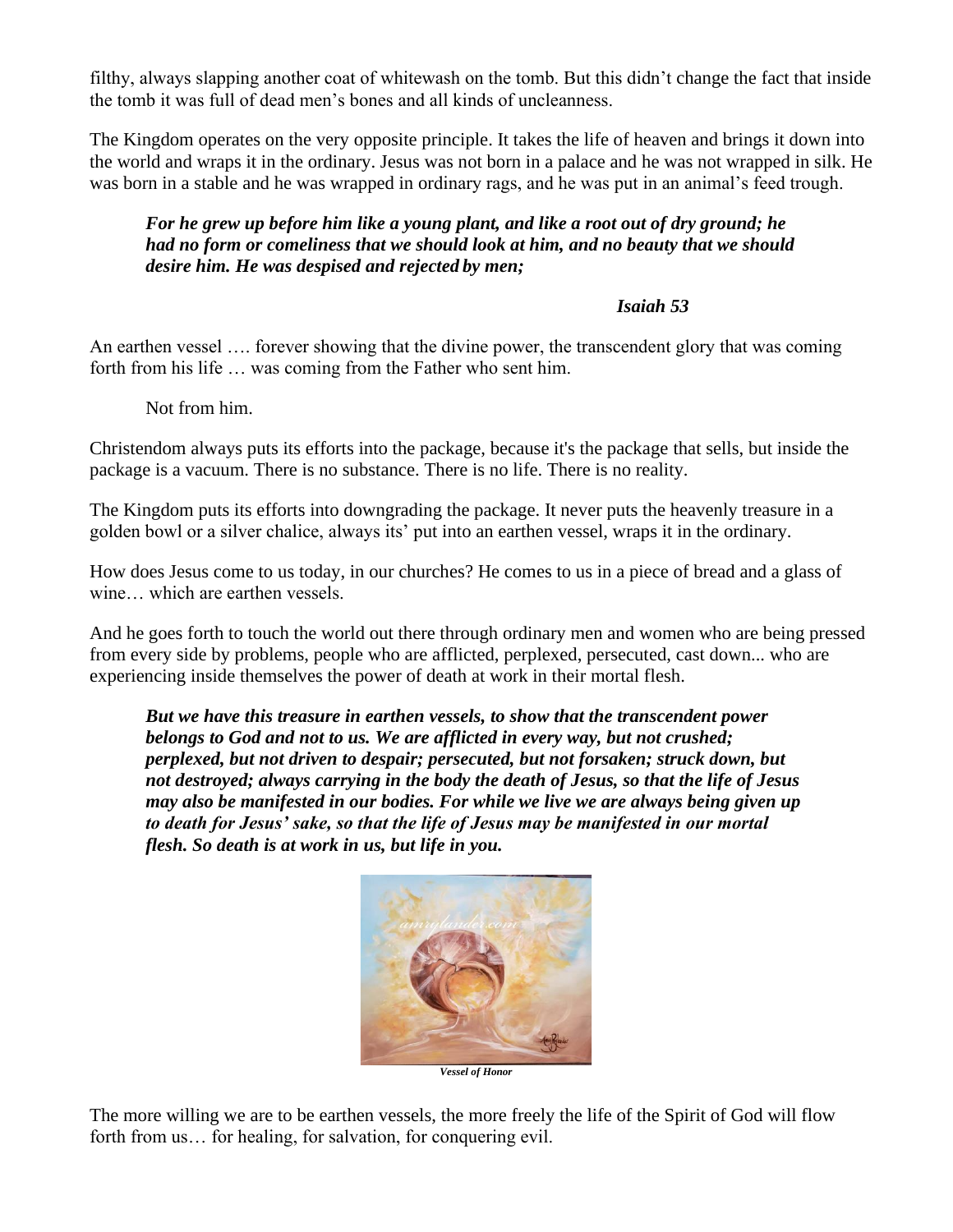filthy, always slapping another coat of whitewash on the tomb. But this didn't change the fact that inside the tomb it was full of dead men's bones and all kinds of uncleanness.

The Kingdom operates on the very opposite principle. It takes the life of heaven and brings it down into the world and wraps it in the ordinary. Jesus was not born in a palace and he was not wrapped in silk. He was born in a stable and he was wrapped in ordinary rags, and he was put in an animal's feed trough.

> ***For he grew up before him like a young plant, and like a root out of dry ground; he had no form or comeliness that we should look at him, and no beauty that we should desire him. He was despised and rejected by men;***
>
> ***Isaiah 53***

An earthen vessel …. forever showing that the divine power, the transcendent glory that was coming forth from his life … was coming from the Father who sent him.

Not from him.

Christendom always puts its efforts into the package, because it's the package that sells, but inside the package is a vacuum. There is no substance. There is no life. There is no reality.

The Kingdom puts its efforts into downgrading the package. It never puts the heavenly treasure in a golden bowl or a silver chalice, always its' put into an earthen vessel, wraps it in the ordinary.

How does Jesus come to us today, in our churches? He comes to us in a piece of bread and a glass of wine… which are earthen vessels.

And he goes forth to touch the world out there through ordinary men and women who are being pressed from every side by problems, people who are afflicted, perplexed, persecuted, cast down... who are experiencing inside themselves the power of death at work in their mortal flesh.

> ***But we have this treasure in earthen vessels, to show that the transcendent power belongs to God and not to us. We are afflicted in every way, but not crushed; perplexed, but not driven to despair; persecuted, but not forsaken; struck down, but not destroyed; always carrying in the body the death of Jesus, so that the life of Jesus may also be manifested in our bodies. For while we live we are always being given up to death for Jesus' sake, so that the life of Jesus may be manifested in our mortal flesh. So death is at work in us, but life in you.***

*Vessel of Honor*

The more willing we are to be earthen vessels, the more freely the life of the Spirit of God will flow forth from us… for healing, for salvation, for conquering evil.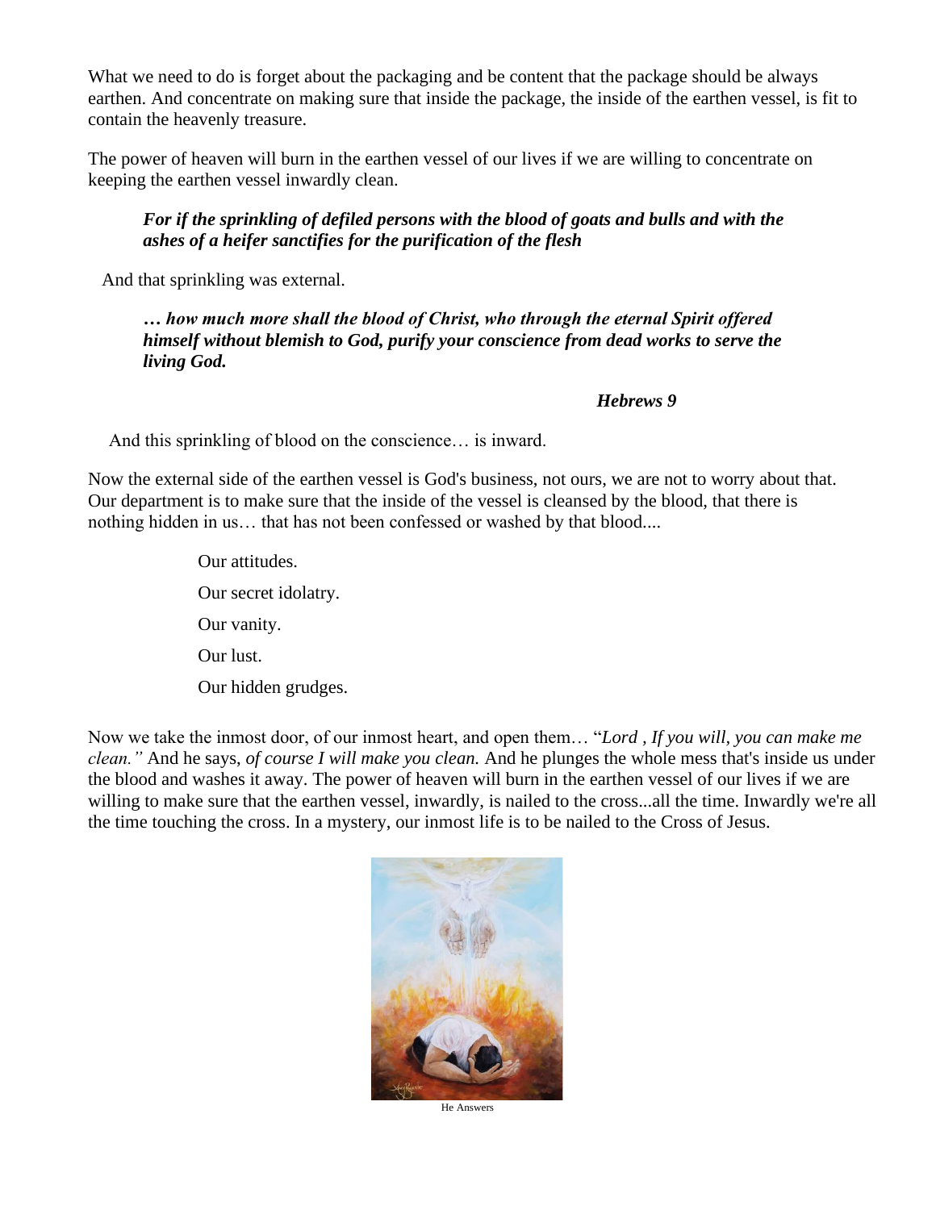What we need to do is forget about the packaging and be content that the package should be always earthen. And concentrate on making sure that inside the package, the inside of the earthen vessel, is fit to contain the heavenly treasure.

The power of heaven will burn in the earthen vessel of our lives if we are willing to concentrate on keeping the earthen vessel inwardly clean.

> ***For if the sprinkling of defiled persons with the blood of goats and bulls and with the ashes of a heifer sanctifies for the purification of the flesh***

And that sprinkling was external.

> ***… how much more shall the blood of Christ, who through the eternal Spirit offered himself without blemish to God, purify your conscience from dead works to serve the living God.***
>
> ***Hebrews 9***

And this sprinkling of blood on the conscience… is inward.

Now the external side of the earthen vessel is God's business, not ours, we are not to worry about that. Our department is to make sure that the inside of the vessel is cleansed by the blood, that there is nothing hidden in us… that has not been confessed or washed by that blood....

> Our attitudes.
>
> Our secret idolatry.
>
> Our vanity.
>
> Our lust.
>
> Our hidden grudges.

Now we take the inmost door, of our inmost heart, and open them… "*Lord , If you will, you can make me clean."* And he says, *of course I will make you clean.* And he plunges the whole mess that's inside us under the blood and washes it away. The power of heaven will burn in the earthen vessel of our lives if we are willing to make sure that the earthen vessel, inwardly, is nailed to the cross...all the time. Inwardly we're all the time touching the cross. In a mystery, our inmost life is to be nailed to the Cross of Jesus.

He Answers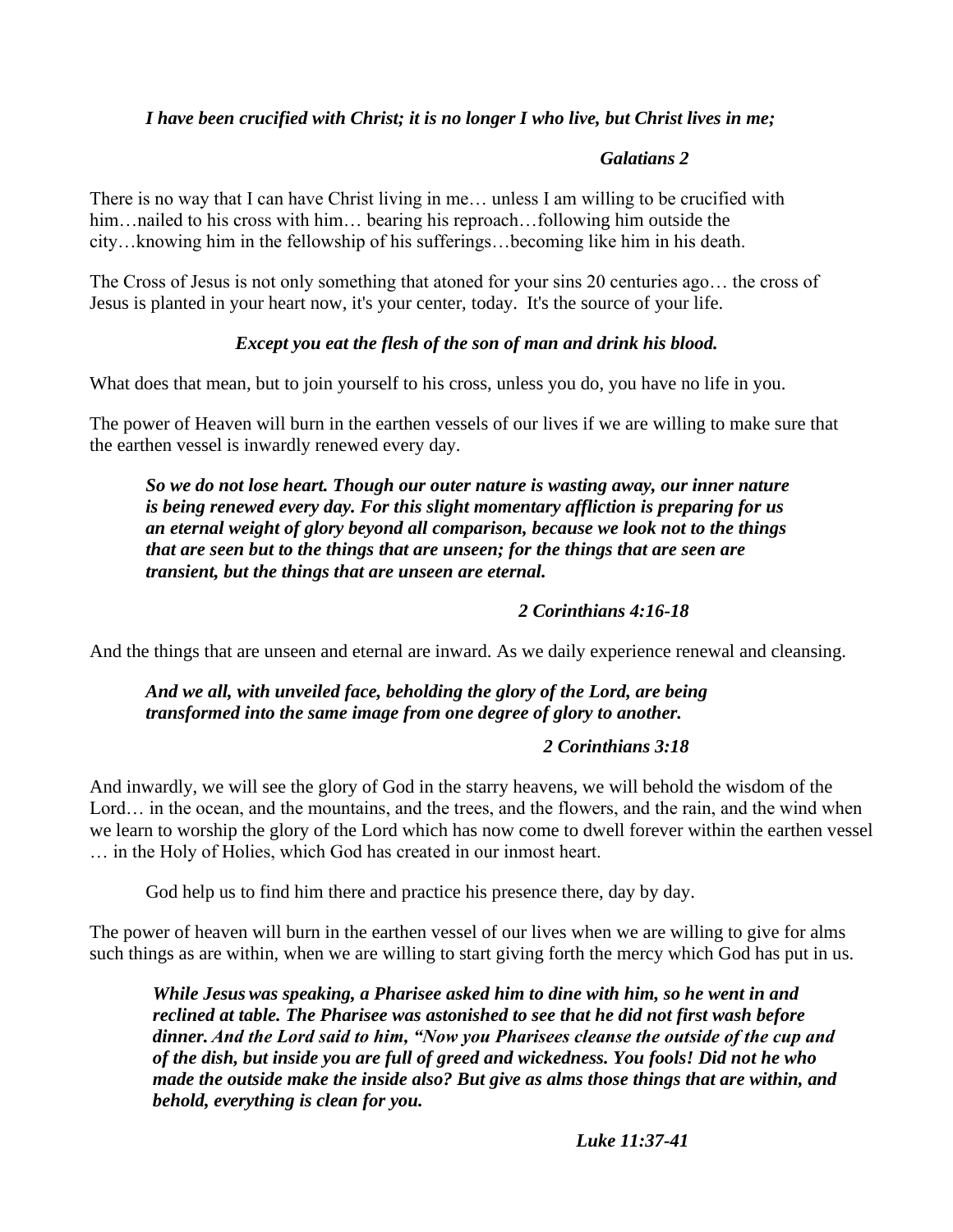***I have been crucified with Christ; it is no longer I who live, but Christ lives in me;***

***Galatians 2***

There is no way that I can have Christ living in me… unless I am willing to be crucified with him…nailed to his cross with him… bearing his reproach…following him outside the city…knowing him in the fellowship of his sufferings…becoming like him in his death.

The Cross of Jesus is not only something that atoned for your sins 20 centuries ago… the cross of Jesus is planted in your heart now, it's your center, today. It's the source of your life.

***Except you eat the flesh of the son of man and drink his blood.***

What does that mean, but to join yourself to his cross, unless you do, you have no life in you.

The power of Heaven will burn in the earthen vessels of our lives if we are willing to make sure that the earthen vessel is inwardly renewed every day.

> ***So we do not lose heart. Though our outer nature is wasting away, our inner nature is being renewed every day. For this slight momentary affliction is preparing for us an eternal weight of glory beyond all comparison, because we look not to the things that are seen but to the things that are unseen; for the things that are seen are transient, but the things that are unseen are eternal.***
>
> ***2 Corinthians 4:16-18***

And the things that are unseen and eternal are inward. As we daily experience renewal and cleansing.

> ***And we all, with unveiled face, beholding the glory of the Lord, are being transformed into the same image from one degree of glory to another.***
>
> ***2 Corinthians 3:18***

And inwardly, we will see the glory of God in the starry heavens, we will behold the wisdom of the Lord… in the ocean, and the mountains, and the trees, and the flowers, and the rain, and the wind when we learn to worship the glory of the Lord which has now come to dwell forever within the earthen vessel … in the Holy of Holies, which God has created in our inmost heart.

God help us to find him there and practice his presence there, day by day.

The power of heaven will burn in the earthen vessel of our lives when we are willing to give for alms such things as are within, when we are willing to start giving forth the mercy which God has put in us.

> ***While Jesus was speaking, a Pharisee asked him to dine with him, so he went in and reclined at table. The Pharisee was astonished to see that he did not first wash before dinner. And the Lord said to him, "Now you Pharisees cleanse the outside of the cup and of the dish, but inside you are full of greed and wickedness. You fools! Did not he who made the outside make the inside also? But give as alms those things that are within, and behold, everything is clean for you.***
>
> ***Luke 11:37-41***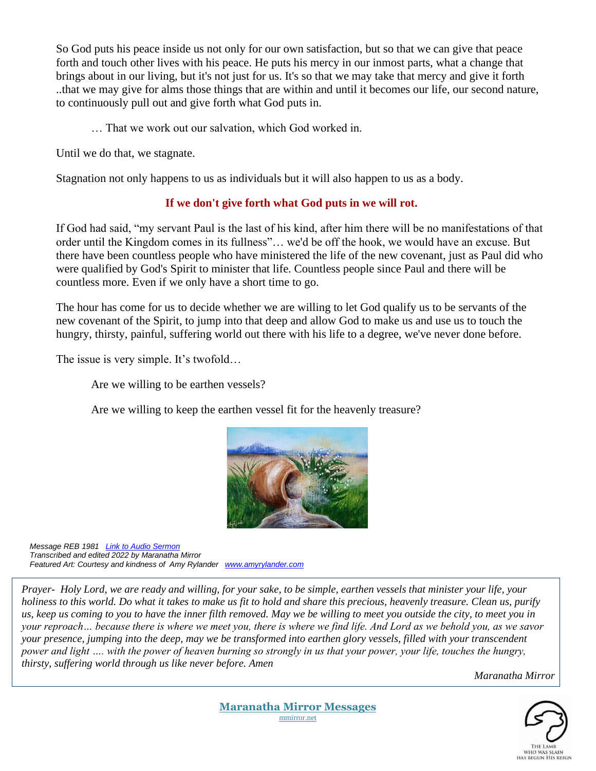So God puts his peace inside us not only for our own satisfaction, but so that we can give that peace forth and touch other lives with his peace. He puts his mercy in our inmost parts, what a change that brings about in our living, but it's not just for us. It's so that we may take that mercy and give it forth ..that we may give for alms those things that are within and until it becomes our life, our second nature, to continuously pull out and give forth what God puts in.

> … That we work out our salvation, which God worked in.

Until we do that, we stagnate.

Stagnation not only happens to us as individuals but it will also happen to us as a body.

**If we don't give forth what God puts in we will rot.**

If God had said, "my servant Paul is the last of his kind, after him there will be no manifestations of that order until the Kingdom comes in its fullness"… we'd be off the hook, we would have an excuse. But there have been countless people who have ministered the life of the new covenant, just as Paul did who were qualified by God's Spirit to minister that life. Countless people since Paul and there will be countless more. Even if we only have a short time to go.

The hour has come for us to decide whether we are willing to let God qualify us to be servants of the new covenant of the Spirit, to jump into that deep and allow God to make us and use us to touch the hungry, thirsty, painful, suffering world out there with his life to a degree, we've never done before.

The issue is very simple. It's twofold…

> Are we willing to be earthen vessels?
>
> Are we willing to keep the earthen vessel fit for the heavenly treasure?

*Message REB 1981 [Link to Audio Sermon]*
*Transcribed and edited 2022 by Maranatha Mirror*
*Featured Art: Courtesy and kindness of Amy Rylander www.amyrylander.com*

*Prayer- Holy Lord, we are ready and willing, for your sake, to be simple, earthen vessels that minister your life, your holiness to this world. Do what it takes to make us fit to hold and share this precious, heavenly treasure. Clean us, purify us, keep us coming to you to have the inner filth removed. May we be willing to meet you outside the city, to meet you in your reproach… because there is where we meet you, there is where we find life. And Lord as we behold you, as we savor your presence, jumping into the deep, may we be transformed into earthen glory vessels, filled with your transcendent power and light …. with the power of heaven burning so strongly in us that your power, your life, touches the hungry, thirsty, suffering world through us like never before. Amen*

*Maranatha Mirror*

**Maranatha Mirror Messages**
mmirror.net

THE LAMB WHO WAS SLAIN HAS BEGUN HIS REIGN